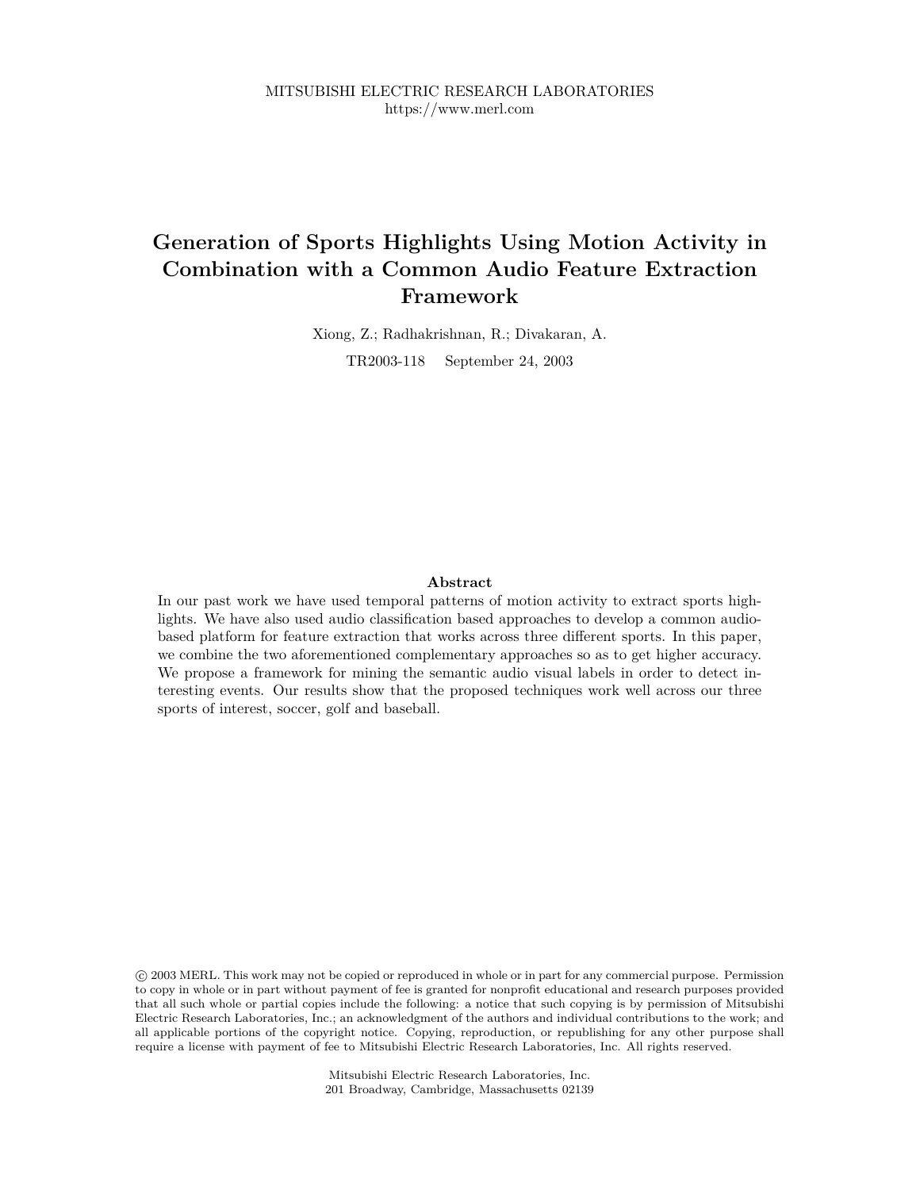MITSUBISHI ELECTRIC RESEARCH LABORATORIES
https://www.merl.com

# Generation of Sports Highlights Using Motion Activity in Combination with a Common Audio Feature Extraction Framework

Xiong, Z.; Radhakrishnan, R.; Divakaran, A.

TR2003-118 September 24, 2003

## Abstract

In our past work we have used temporal patterns of motion activity to extract sports highlights. We have also used audio classification based approaches to develop a common audio-based platform for feature extraction that works across three different sports. In this paper, we combine the two aforementioned complementary approaches so as to get higher accuracy. We propose a framework for mining the semantic audio visual labels in order to detect interesting events. Our results show that the proposed techniques work well across our three sports of interest, soccer, golf and baseball.

© 2003 MERL. This work may not be copied or reproduced in whole or in part for any commercial purpose. Permission to copy in whole or in part without payment of fee is granted for nonprofit educational and research purposes provided that all such whole or partial copies include the following: a notice that such copying is by permission of Mitsubishi Electric Research Laboratories, Inc.; an acknowledgment of the authors and individual contributions to the work; and all applicable portions of the copyright notice. Copying, reproduction, or republishing for any other purpose shall require a license with payment of fee to Mitsubishi Electric Research Laboratories, Inc. All rights reserved.

Mitsubishi Electric Research Laboratories, Inc.
201 Broadway, Cambridge, Massachusetts 02139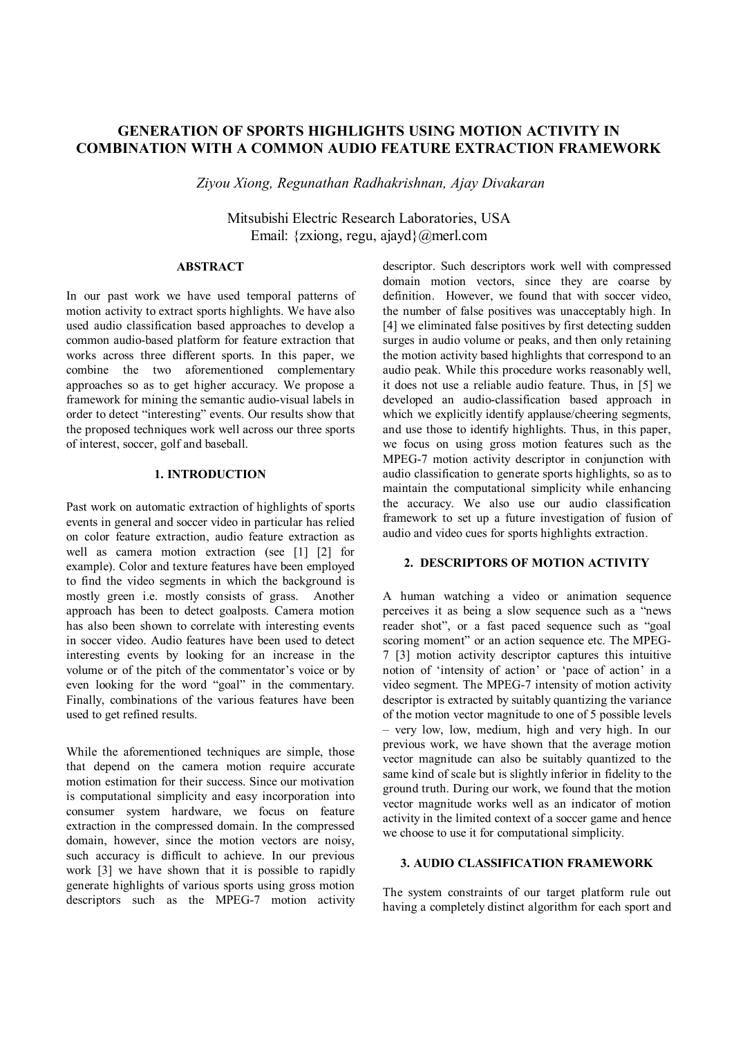# GENERATION OF SPORTS HIGHLIGHTS USING MOTION ACTIVITY IN COMBINATION WITH A COMMON AUDIO FEATURE EXTRACTION FRAMEWORK

*Ziyou Xiong, Regunathan Radhakrishnan, Ajay Divakaran*

Mitsubishi Electric Research Laboratories, USA
Email: {zxiong, regu, ajayd}@merl.com

## ABSTRACT

In our past work we have used temporal patterns of motion activity to extract sports highlights. We have also used audio classification based approaches to develop a common audio-based platform for feature extraction that works across three different sports. In this paper, we combine the two aforementioned complementary approaches so as to get higher accuracy. We propose a framework for mining the semantic audio-visual labels in order to detect "interesting" events. Our results show that the proposed techniques work well across our three sports of interest, soccer, golf and baseball.

## 1. INTRODUCTION

Past work on automatic extraction of highlights of sports events in general and soccer video in particular has relied on color feature extraction, audio feature extraction as well as camera motion extraction (see [1] [2] for example). Color and texture features have been employed to find the video segments in which the background is mostly green i.e. mostly consists of grass. Another approach has been to detect goalposts. Camera motion has also been shown to correlate with interesting events in soccer video. Audio features have been used to detect interesting events by looking for an increase in the volume or of the pitch of the commentator's voice or by even looking for the word "goal" in the commentary. Finally, combinations of the various features have been used to get refined results.

While the aforementioned techniques are simple, those that depend on the camera motion require accurate motion estimation for their success. Since our motivation is computational simplicity and easy incorporation into consumer system hardware, we focus on feature extraction in the compressed domain. In the compressed domain, however, since the motion vectors are noisy, such accuracy is difficult to achieve. In our previous work [3] we have shown that it is possible to rapidly generate highlights of various sports using gross motion descriptors such as the MPEG-7 motion activity descriptor. Such descriptors work well with compressed domain motion vectors, since they are coarse by definition. However, we found that with soccer video, the number of false positives was unacceptably high. In [4] we eliminated false positives by first detecting sudden surges in audio volume or peaks, and then only retaining the motion activity based highlights that correspond to an audio peak. While this procedure works reasonably well, it does not use a reliable audio feature. Thus, in [5] we developed an audio-classification based approach in which we explicitly identify applause/cheering segments, and use those to identify highlights. Thus, in this paper, we focus on using gross motion features such as the MPEG-7 motion activity descriptor in conjunction with audio classification to generate sports highlights, so as to maintain the computational simplicity while enhancing the accuracy. We also use our audio classification framework to set up a future investigation of fusion of audio and video cues for sports highlights extraction.

## 2. DESCRIPTORS OF MOTION ACTIVITY

A human watching a video or animation sequence perceives it as being a slow sequence such as a "news reader shot", or a fast paced sequence such as "goal scoring moment" or an action sequence etc. The MPEG-7 [3] motion activity descriptor captures this intuitive notion of 'intensity of action' or 'pace of action' in a video segment. The MPEG-7 intensity of motion activity descriptor is extracted by suitably quantizing the variance of the motion vector magnitude to one of 5 possible levels – very low, low, medium, high and very high. In our previous work, we have shown that the average motion vector magnitude can also be suitably quantized to the same kind of scale but is slightly inferior in fidelity to the ground truth. During our work, we found that the motion vector magnitude works well as an indicator of motion activity in the limited context of a soccer game and hence we choose to use it for computational simplicity.

## 3. AUDIO CLASSIFICATION FRAMEWORK

The system constraints of our target platform rule out having a completely distinct algorithm for each sport and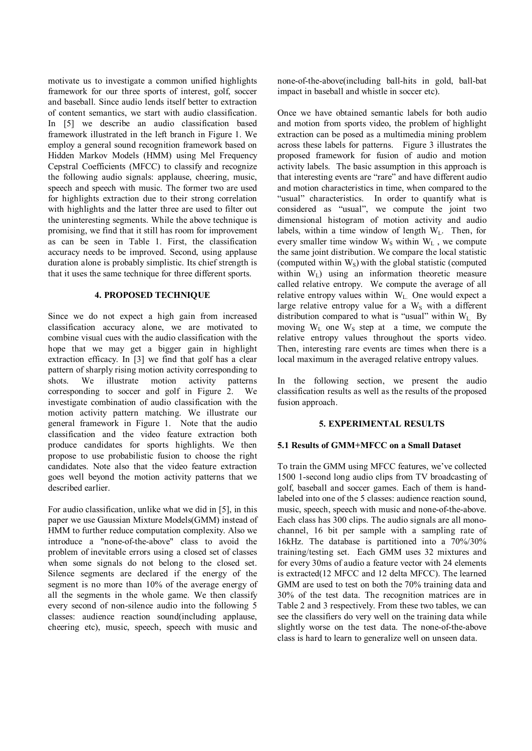motivate us to investigate a common unified highlights framework for our three sports of interest, golf, soccer and baseball. Since audio lends itself better to extraction of content semantics, we start with audio classification. In [5] we describe an audio classification based framework illustrated in the left branch in Figure 1. We employ a general sound recognition framework based on Hidden Markov Models (HMM) using Mel Frequency Cepstral Coefficients (MFCC) to classify and recognize the following audio signals: applause, cheering, music, speech and speech with music. The former two are used for highlights extraction due to their strong correlation with highlights and the latter three are used to filter out the uninteresting segments. While the above technique is promising, we find that it still has room for improvement as can be seen in Table 1. First, the classification accuracy needs to be improved. Second, using applause duration alone is probably simplistic. Its chief strength is that it uses the same technique for three different sports.

## 4. PROPOSED TECHNIQUE

Since we do not expect a high gain from increased classification accuracy alone, we are motivated to combine visual cues with the audio classification with the hope that we may get a bigger gain in highlight extraction efficacy. In [3] we find that golf has a clear pattern of sharply rising motion activity corresponding to shots. We illustrate motion activity patterns corresponding to soccer and golf in Figure 2. We investigate combination of audio classification with the motion activity pattern matching. We illustrate our general framework in Figure 1. Note that the audio classification and the video feature extraction both produce candidates for sports highlights. We then propose to use probabilistic fusion to choose the right candidates. Note also that the video feature extraction goes well beyond the motion activity patterns that we described earlier.

For audio classification, unlike what we did in [5], in this paper we use Gaussian Mixture Models(GMM) instead of HMM to further reduce computation complexity. Also we introduce a "none-of-the-above" class to avoid the problem of inevitable errors using a closed set of classes when some signals do not belong to the closed set. Silence segments are declared if the energy of the segment is no more than 10% of the average energy of all the segments in the whole game. We then classify every second of non-silence audio into the following 5 classes: audience reaction sound(including applause, cheering etc), music, speech, speech with music and none-of-the-above(including ball-hits in gold, ball-bat impact in baseball and whistle in soccer etc).

Once we have obtained semantic labels for both audio and motion from sports video, the problem of highlight extraction can be posed as a multimedia mining problem across these labels for patterns. Figure 3 illustrates the proposed framework for fusion of audio and motion activity labels. The basic assumption in this approach is that interesting events are "rare" and have different audio and motion characteristics in time, when compared to the "usual" characteristics. In order to quantify what is considered as "usual", we compute the joint two dimensional histogram of motion activity and audio labels, within a time window of length $W_L$. Then, for every smaller time window $W_S$ within $W_L$, we compute the same joint distribution. We compare the local statistic (computed within $W_S$) with the global statistic (computed within $W_L$) using an information theoretic measure called relative entropy. We compute the average of all relative entropy values within $W_L$. One would expect a large relative entropy value for a $W_S$ with a different distribution compared to what is "usual" within $W_L$. By moving $W_L$ one $W_S$ step at a time, we compute the relative entropy values throughout the sports video. Then, interesting rare events are times when there is a local maximum in the averaged relative entropy values.

In the following section, we present the audio classification results as well as the results of the proposed fusion approach.

## 5. EXPERIMENTAL RESULTS

### 5.1 Results of GMM+MFCC on a Small Dataset

To train the GMM using MFCC features, we've collected 1500 1-second long audio clips from TV broadcasting of golf, baseball and soccer games. Each of them is hand-labeled into one of the 5 classes: audience reaction sound, music, speech, speech with music and none-of-the-above. Each class has 300 clips. The audio signals are all mono-channel, 16 bit per sample with a sampling rate of 16kHz. The database is partitioned into a 70%/30% training/testing set. Each GMM uses 32 mixtures and for every 30ms of audio a feature vector with 24 elements is extracted(12 MFCC and 12 delta MFCC). The learned GMM are used to test on both the 70% training data and 30% of the test data. The recognition matrices are in Table 2 and 3 respectively. From these two tables, we can see the classifiers do very well on the training data while slightly worse on the test data. The none-of-the-above class is hard to learn to generalize well on unseen data.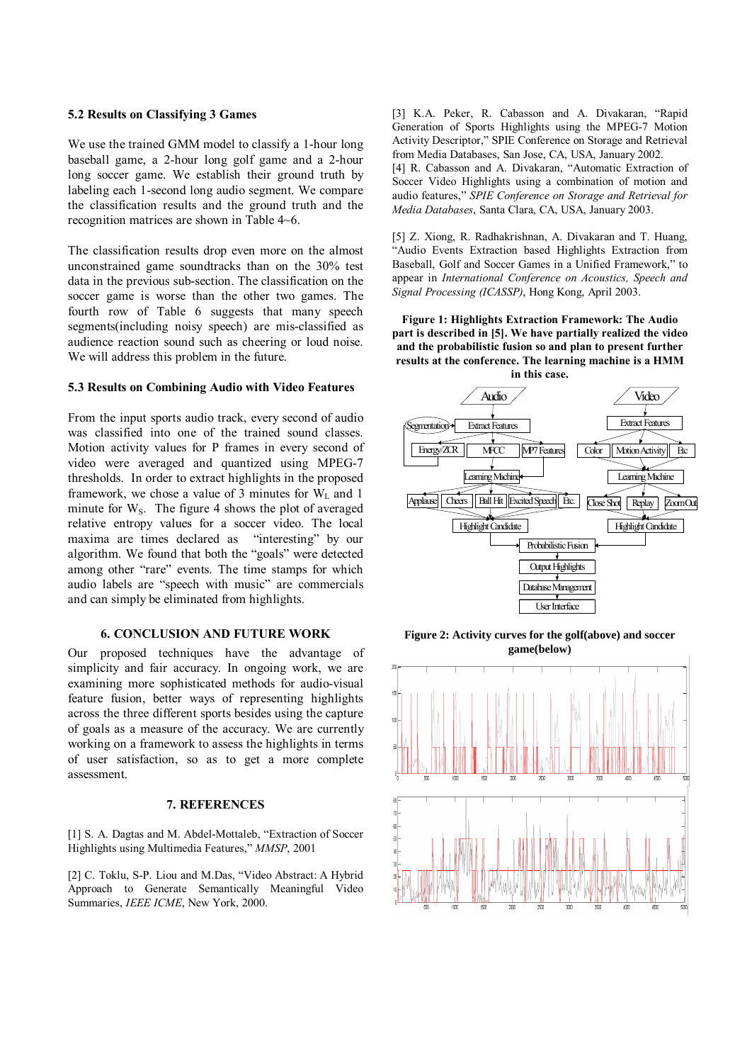### 5.2 Results on Classifying 3 Games

We use the trained GMM model to classify a 1-hour long baseball game, a 2-hour long golf game and a 2-hour long soccer game. We establish their ground truth by labeling each 1-second long audio segment. We compare the classification results and the ground truth and the recognition matrices are shown in Table 4~6.

The classification results drop even more on the almost unconstrained game soundtracks than on the 30% test data in the previous sub-section. The classification on the soccer game is worse than the other two games. The fourth row of Table 6 suggests that many speech segments(including noisy speech) are mis-classified as audience reaction sound such as cheering or loud noise. We will address this problem in the future.

### 5.3 Results on Combining Audio with Video Features

From the input sports audio track, every second of audio was classified into one of the trained sound classes. Motion activity values for P frames in every second of video were averaged and quantized using MPEG-7 thresholds. In order to extract highlights in the proposed framework, we chose a value of 3 minutes for $W_L$ and 1 minute for $W_S$. The figure 4 shows the plot of averaged relative entropy values for a soccer video. The local maxima are times declared as "interesting" by our algorithm. We found that both the "goals" were detected among other "rare" events. The time stamps for which audio labels are "speech with music" are commercials and can simply be eliminated from highlights.

## 6. CONCLUSION AND FUTURE WORK

Our proposed techniques have the advantage of simplicity and fair accuracy. In ongoing work, we are examining more sophisticated methods for audio-visual feature fusion, better ways of representing highlights across the three different sports besides using the capture of goals as a measure of the accuracy. We are currently working on a framework to assess the highlights in terms of user satisfaction, so as to get a more complete assessment.

## 7. REFERENCES

[1] S. A. Dagtas and M. Abdel-Mottaleb, "Extraction of Soccer Highlights using Multimedia Features," *MMSP*, 2001

[2] C. Toklu, S-P. Liou and M.Das, "Video Abstract: A Hybrid Approach to Generate Semantically Meaningful Video Summaries, *IEEE ICME*, New York, 2000.

[3] K.A. Peker, R. Cabasson and A. Divakaran, "Rapid Generation of Sports Highlights using the MPEG-7 Motion Activity Descriptor," SPIE Conference on Storage and Retrieval from Media Databases, San Jose, CA, USA, January 2002.

[4] R. Cabasson and A. Divakaran, "Automatic Extraction of Soccer Video Highlights using a combination of motion and audio features," *SPIE Conference on Storage and Retrieval for Media Databases*, Santa Clara, CA, USA, January 2003.

[5] Z. Xiong, R. Radhakrishnan, A. Divakaran and T. Huang, "Audio Events Extraction based Highlights Extraction from Baseball, Golf and Soccer Games in a Unified Framework," to appear in *International Conference on Acoustics, Speech and Signal Processing (ICASSP)*, Hong Kong, April 2003.

**Figure 1: Highlights Extraction Framework: The Audio part is described in [5]. We have partially realized the video and the probabilistic fusion so and plan to present further results at the conference. The learning machine is a HMM in this case.**

**Figure 2: Activity curves for the golf(above) and soccer game(below)**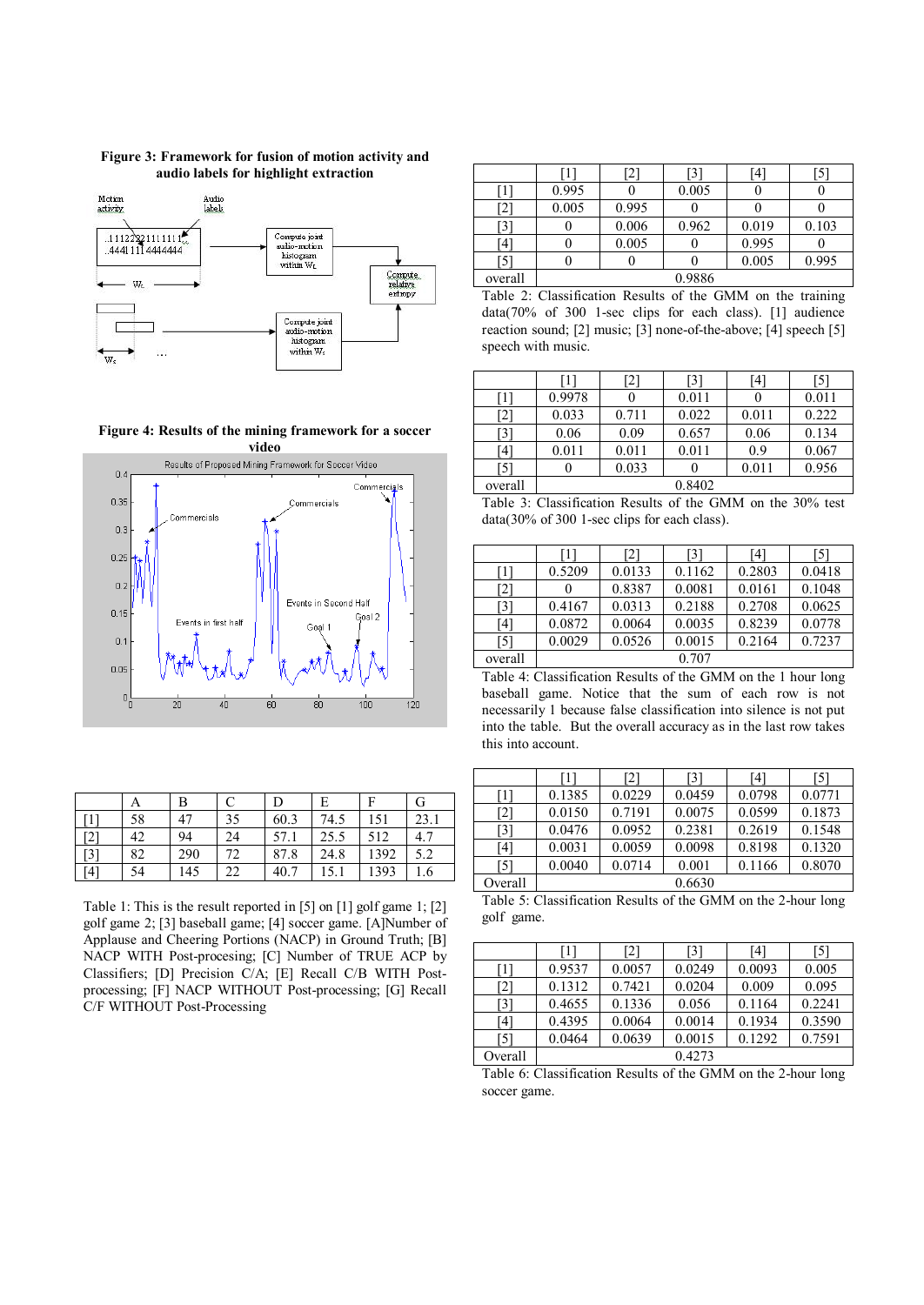**Figure 3: Framework for fusion of motion activity and audio labels for highlight extraction**

Motion activity

Audio labels

..1112222111111...

..4441111 4444444

$W_L$

$W_s$

...

Compute joint audio-motion histogram within $W_L$

Compute relative entropy

Compute joint audio-motion histogram within $W_s$

**Figure 4: Results of the mining framework for a soccer video**

Results of Proposed Mining Framework for Soccer Video

0.4
0.35
0.3
0.25
0.2
0.15
0.1
0.05
0

0
20
40
60
80
100
120

Commercials

Commercials

Commercials

Events in first half

Events in Second Half

Goal 1

Goal 2

| | A | B | C | D | E | F | G |
|---|---|---|---|---|---|---|---|
| [1] | 58 | 47 | 35 | 60.3 | 74.5 | 151 | 23.1 |
| [2] | 42 | 94 | 24 | 57.1 | 25.5 | 512 | 4.7 |
| [3] | 82 | 290 | 72 | 87.8 | 24.8 | 1392 | 5.2 |
| [4] | 54 | 145 | 22 | 40.7 | 15.1 | 1393 | 1.6 |

Table 1: This is the result reported in [5] on [1] golf game 1; [2] golf game 2; [3] baseball game; [4] soccer game. [A]Number of Applause and Cheering Portions (NACP) in Ground Truth; [B] NACP WITH Post-processing; [C] Number of TRUE ACP by Classifiers; [D] Precision C/A; [E] Recall C/B WITH Post-processing; [F] NACP WITHOUT Post-processing; [G] Recall C/F WITHOUT Post-Processing

| | [1] | [2] | [3] | [4] | [5] |
|---|---|---|---|---|---|
| [1] | 0.995 | 0 | 0.005 | 0 | 0 |
| [2] | 0.005 | 0.995 | 0 | 0 | 0 |
| [3] | 0 | 0.006 | 0.962 | 0.019 | 0.103 |
| [4] | 0 | 0.005 | 0 | 0.995 | 0 |
| [5] | 0 | 0 | 0 | 0.005 | 0.995 |
| overall | 0.9886 | | | | |

Table 2: Classification Results of the GMM on the training data(70% of 300 1-sec clips for each class). [1] audience reaction sound; [2] music; [3] none-of-the-above; [4] speech [5] speech with music.

| | [1] | [2] | [3] | [4] | [5] |
|---|---|---|---|---|---|
| [1] | 0.9978 | 0 | 0.011 | 0 | 0.011 |
| [2] | 0.033 | 0.711 | 0.022 | 0.011 | 0.222 |
| [3] | 0.06 | 0.09 | 0.657 | 0.06 | 0.134 |
| [4] | 0.011 | 0.011 | 0.011 | 0.9 | 0.067 |
| [5] | 0 | 0.033 | 0 | 0.011 | 0.956 |
| overall | 0.8402 | | | | |

Table 3: Classification Results of the GMM on the 30% test data(30% of 300 1-sec clips for each class).

| | [1] | [2] | [3] | [4] | [5] |
|---|---|---|---|---|---|
| [1] | 0.5209 | 0.0133 | 0.1162 | 0.2803 | 0.0418 |
| [2] | 0 | 0.8387 | 0.0081 | 0.0161 | 0.1048 |
| [3] | 0.4167 | 0.0313 | 0.2188 | 0.2708 | 0.0625 |
| [4] | 0.0872 | 0.0064 | 0.0035 | 0.8239 | 0.0778 |
| [5] | 0.0029 | 0.0526 | 0.0015 | 0.2164 | 0.7237 |
| overall | 0.707 | | | | |

Table 4: Classification Results of the GMM on the 1 hour long baseball game. Notice that the sum of each row is not necessarily 1 because false classification into silence is not put into the table. But the overall accuracy as in the last row takes this into account.

| | [1] | [2] | [3] | [4] | [5] |
|---|---|---|---|---|---|
| [1] | 0.1385 | 0.0229 | 0.0459 | 0.0798 | 0.0771 |
| [2] | 0.0150 | 0.7191 | 0.0075 | 0.0599 | 0.1873 |
| [3] | 0.0476 | 0.0952 | 0.2381 | 0.2619 | 0.1548 |
| [4] | 0.0031 | 0.0059 | 0.0098 | 0.8198 | 0.1320 |
| [5] | 0.0040 | 0.0714 | 0.001 | 0.1166 | 0.8070 |
| Overall | 0.6630 | | | | |

Table 5: Classification Results of the GMM on the 2-hour long golf game.

| | [1] | [2] | [3] | [4] | [5] |
|---|---|---|---|---|---|
| [1] | 0.9537 | 0.0057 | 0.0249 | 0.0093 | 0.005 |
| [2] | 0.1312 | 0.7421 | 0.0204 | 0.009 | 0.095 |
| [3] | 0.4655 | 0.1336 | 0.056 | 0.1164 | 0.2241 |
| [4] | 0.4395 | 0.0064 | 0.0014 | 0.1934 | 0.3590 |
| [5] | 0.0464 | 0.0639 | 0.0015 | 0.1292 | 0.7591 |
| Overall | 0.4273 | | | | |

Table 6: Classification Results of the GMM on the 2-hour long soccer game.